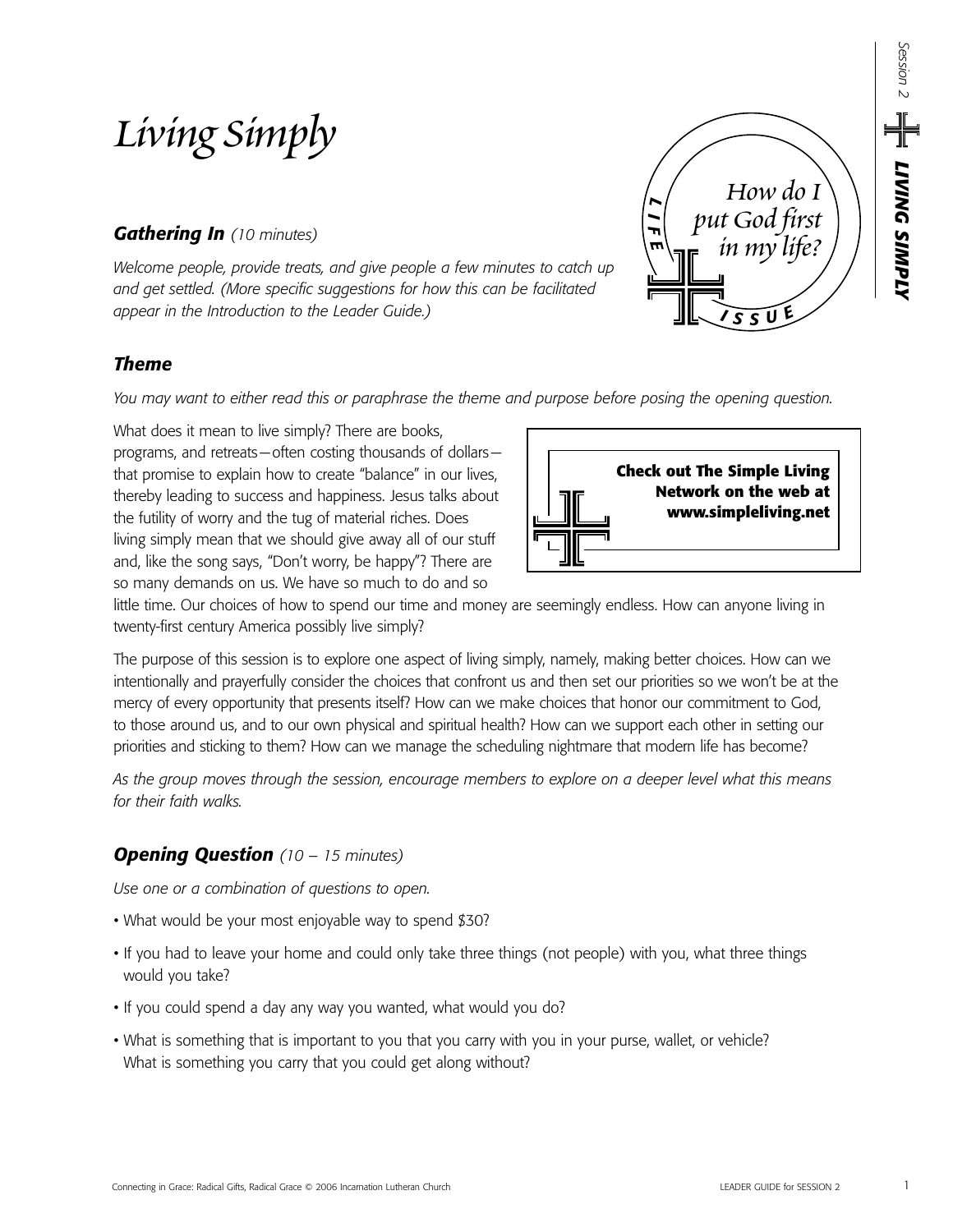# *Living Simply*

*How do I put God first in my life?*

LIFE ISSUE

## ***Gathering In*** *(10 minutes)*

*Welcome people, provide treats, and give people a few minutes to catch up and get settled. (More specific suggestions for how this can be facilitated appear in the Introduction to the Leader Guide.)*

## ***Theme***

*You may want to either read this or paraphrase the theme and purpose before posing the opening question.*

What does it mean to live simply? There are books, programs, and retreats—often costing thousands of dollars—that promise to explain how to create "balance" in our lives, thereby leading to success and happiness. Jesus talks about the futility of worry and the tug of material riches. Does living simply mean that we should give away all of our stuff and, like the song says, "Don't worry, be happy"? There are so many demands on us. We have so much to do and so little time. Our choices of how to spend our time and money are seemingly endless. How can anyone living in twenty-first century America possibly live simply?

**Check out The Simple Living Network on the web at www.simpleliving.net**

The purpose of this session is to explore one aspect of living simply, namely, making better choices. How can we intentionally and prayerfully consider the choices that confront us and then set our priorities so we won't be at the mercy of every opportunity that presents itself? How can we make choices that honor our commitment to God, to those around us, and to our own physical and spiritual health? How can we support each other in setting our priorities and sticking to them? How can we manage the scheduling nightmare that modern life has become?

*As the group moves through the session, encourage members to explore on a deeper level what this means for their faith walks.*

## ***Opening Question*** *(10 – 15 minutes)*

*Use one or a combination of questions to open.*

- What would be your most enjoyable way to spend $30?
- If you had to leave your home and could only take three things (not people) with you, what three things would you take?
- If you could spend a day any way you wanted, what would you do?
- What is something that is important to you that you carry with you in your purse, wallet, or vehicle? What is something you carry that you could get along without?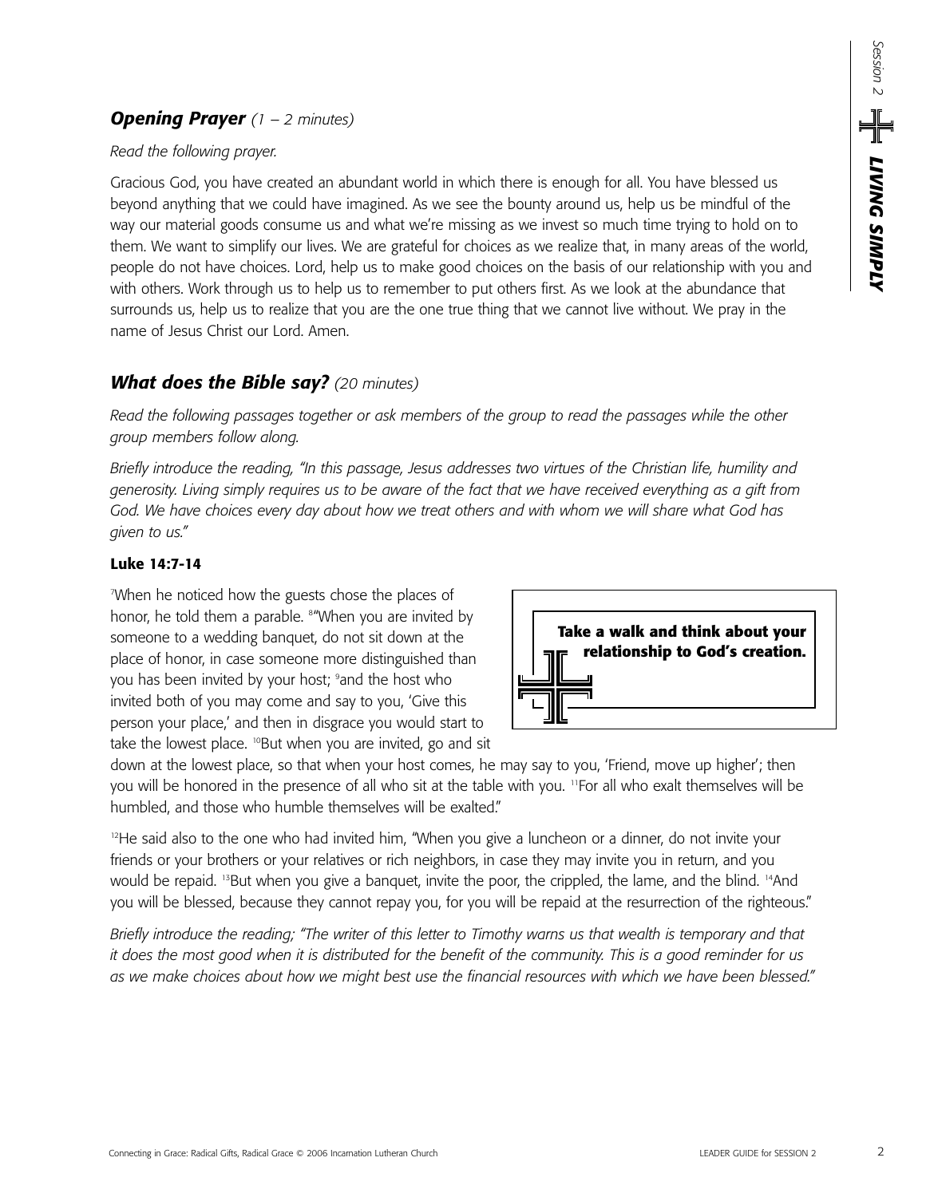### ***Opening Prayer*** *(1 – 2 minutes)*

*Read the following prayer.*

Gracious God, you have created an abundant world in which there is enough for all. You have blessed us beyond anything that we could have imagined. As we see the bounty around us, help us be mindful of the way our material goods consume us and what we're missing as we invest so much time trying to hold on to them. We want to simplify our lives. We are grateful for choices as we realize that, in many areas of the world, people do not have choices. Lord, help us to make good choices on the basis of our relationship with you and with others. Work through us to help us to remember to put others first. As we look at the abundance that surrounds us, help us to realize that you are the one true thing that we cannot live without. We pray in the name of Jesus Christ our Lord. Amen.

### ***What does the Bible say?*** *(20 minutes)*

*Read the following passages together or ask members of the group to read the passages while the other group members follow along.*

*Briefly introduce the reading, "In this passage, Jesus addresses two virtues of the Christian life, humility and generosity. Living simply requires us to be aware of the fact that we have received everything as a gift from God. We have choices every day about how we treat others and with whom we will share what God has given to us."*

**Luke 14:7-14**

[7]When he noticed how the guests chose the places of honor, he told them a parable. [8]"When you are invited by someone to a wedding banquet, do not sit down at the place of honor, in case someone more distinguished than you has been invited by your host; [9]and the host who invited both of you may come and say to you, 'Give this person your place,' and then in disgrace you would start to take the lowest place. [10]But when you are invited, go and sit down at the lowest place, so that when your host comes, he may say to you, 'Friend, move up higher'; then you will be honored in the presence of all who sit at the table with you. [11]For all who exalt themselves will be humbled, and those who humble themselves will be exalted."

**Take a walk and think about your relationship to God's creation.**

[12]He said also to the one who had invited him, "When you give a luncheon or a dinner, do not invite your friends or your brothers or your relatives or rich neighbors, in case they may invite you in return, and you would be repaid. [13]But when you give a banquet, invite the poor, the crippled, the lame, and the blind. [14]And you will be blessed, because they cannot repay you, for you will be repaid at the resurrection of the righteous."

*Briefly introduce the reading; "The writer of this letter to Timothy warns us that wealth is temporary and that it does the most good when it is distributed for the benefit of the community. This is a good reminder for us as we make choices about how we might best use the financial resources with which we have been blessed."*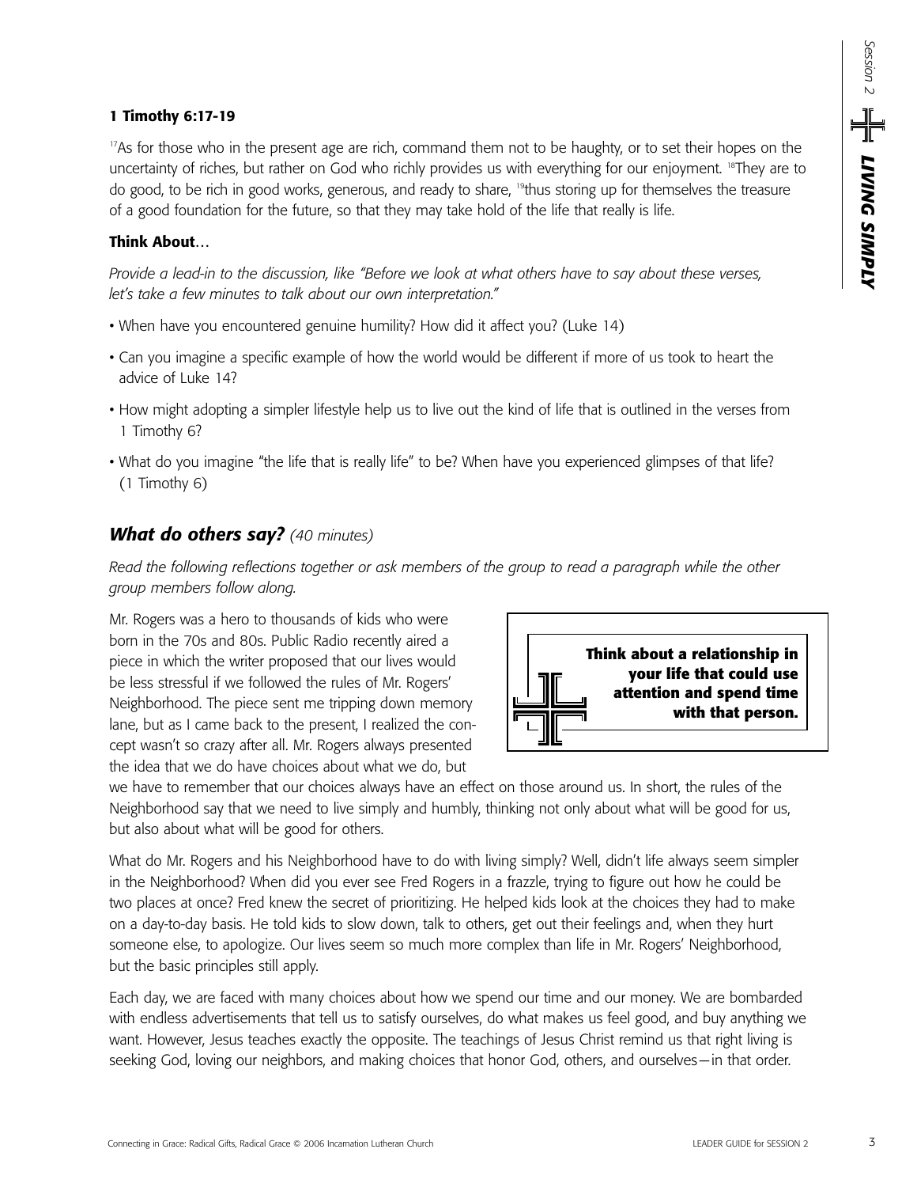**1 Timothy 6:17-19**

[17]As for those who in the present age are rich, command them not to be haughty, or to set their hopes on the uncertainty of riches, but rather on God who richly provides us with everything for our enjoyment. [18]They are to do good, to be rich in good works, generous, and ready to share, [19]thus storing up for themselves the treasure of a good foundation for the future, so that they may take hold of the life that really is life.

**Think About**…

*Provide a lead-in to the discussion, like "Before we look at what others have to say about these verses, let's take a few minutes to talk about our own interpretation."*

- When have you encountered genuine humility? How did it affect you? (Luke 14)
- Can you imagine a specific example of how the world would be different if more of us took to heart the advice of Luke 14?
- How might adopting a simpler lifestyle help us to live out the kind of life that is outlined in the verses from 1 Timothy 6?
- What do you imagine "the life that is really life" to be? When have you experienced glimpses of that life? (1 Timothy 6)

## *What do others say?* *(40 minutes)*

*Read the following reflections together or ask members of the group to read a paragraph while the other group members follow along.*

**Think about a relationship in your life that could use attention and spend time with that person.**

Mr. Rogers was a hero to thousands of kids who were born in the 70s and 80s. Public Radio recently aired a piece in which the writer proposed that our lives would be less stressful if we followed the rules of Mr. Rogers' Neighborhood. The piece sent me tripping down memory lane, but as I came back to the present, I realized the concept wasn't so crazy after all. Mr. Rogers always presented the idea that we do have choices about what we do, but we have to remember that our choices always have an effect on those around us. In short, the rules of the Neighborhood say that we need to live simply and humbly, thinking not only about what will be good for us, but also about what will be good for others.

What do Mr. Rogers and his Neighborhood have to do with living simply? Well, didn't life always seem simpler in the Neighborhood? When did you ever see Fred Rogers in a frazzle, trying to figure out how he could be two places at once? Fred knew the secret of prioritizing. He helped kids look at the choices they had to make on a day-to-day basis. He told kids to slow down, talk to others, get out their feelings and, when they hurt someone else, to apologize. Our lives seem so much more complex than life in Mr. Rogers' Neighborhood, but the basic principles still apply.

Each day, we are faced with many choices about how we spend our time and our money. We are bombarded with endless advertisements that tell us to satisfy ourselves, do what makes us feel good, and buy anything we want. However, Jesus teaches exactly the opposite. The teachings of Jesus Christ remind us that right living is seeking God, loving our neighbors, and making choices that honor God, others, and ourselves—in that order.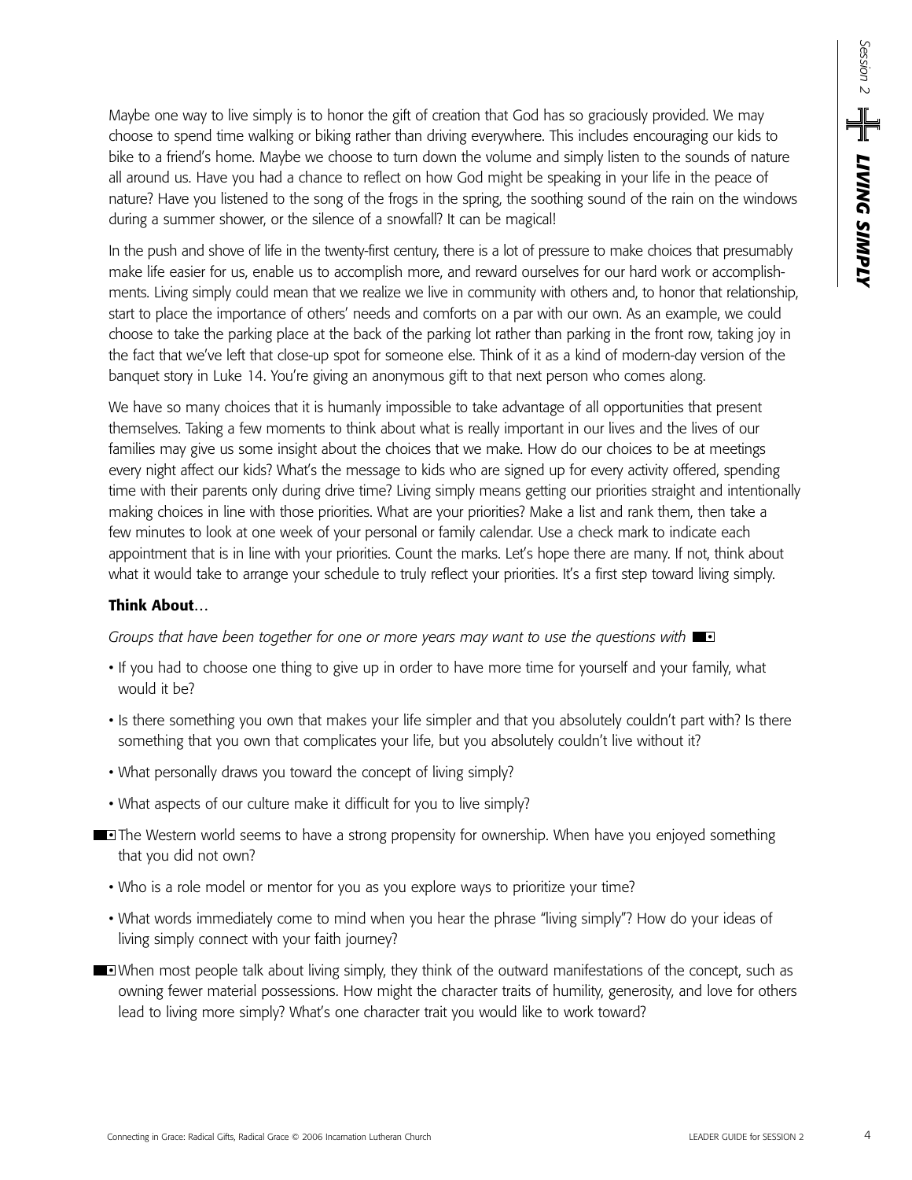Maybe one way to live simply is to honor the gift of creation that God has so graciously provided. We may choose to spend time walking or biking rather than driving everywhere. This includes encouraging our kids to bike to a friend's home. Maybe we choose to turn down the volume and simply listen to the sounds of nature all around us. Have you had a chance to reflect on how God might be speaking in your life in the peace of nature? Have you listened to the song of the frogs in the spring, the soothing sound of the rain on the windows during a summer shower, or the silence of a snowfall? It can be magical!

In the push and shove of life in the twenty-first century, there is a lot of pressure to make choices that presumably make life easier for us, enable us to accomplish more, and reward ourselves for our hard work or accomplishments. Living simply could mean that we realize we live in community with others and, to honor that relationship, start to place the importance of others' needs and comforts on a par with our own. As an example, we could choose to take the parking place at the back of the parking lot rather than parking in the front row, taking joy in the fact that we've left that close-up spot for someone else. Think of it as a kind of modern-day version of the banquet story in Luke 14. You're giving an anonymous gift to that next person who comes along.

We have so many choices that it is humanly impossible to take advantage of all opportunities that present themselves. Taking a few moments to think about what is really important in our lives and the lives of our families may give us some insight about the choices that we make. How do our choices to be at meetings every night affect our kids? What's the message to kids who are signed up for every activity offered, spending time with their parents only during drive time? Living simply means getting our priorities straight and intentionally making choices in line with those priorities. What are your priorities? Make a list and rank them, then take a few minutes to look at one week of your personal or family calendar. Use a check mark to indicate each appointment that is in line with your priorities. Count the marks. Let's hope there are many. If not, think about what it would take to arrange your schedule to truly reflect your priorities. It's a first step toward living simply.

**Think About**…

*Groups that have been together for one or more years may want to use the questions with* ■▣

- If you had to choose one thing to give up in order to have more time for yourself and your family, what would it be?
- Is there something you own that makes your life simpler and that you absolutely couldn't part with? Is there something that you own that complicates your life, but you absolutely couldn't live without it?
- What personally draws you toward the concept of living simply?
- What aspects of our culture make it difficult for you to live simply?

■▣ The Western world seems to have a strong propensity for ownership. When have you enjoyed something that you did not own?

- Who is a role model or mentor for you as you explore ways to prioritize your time?
- What words immediately come to mind when you hear the phrase "living simply"? How do your ideas of living simply connect with your faith journey?

■▣ When most people talk about living simply, they think of the outward manifestations of the concept, such as owning fewer material possessions. How might the character traits of humility, generosity, and love for others lead to living more simply? What's one character trait you would like to work toward?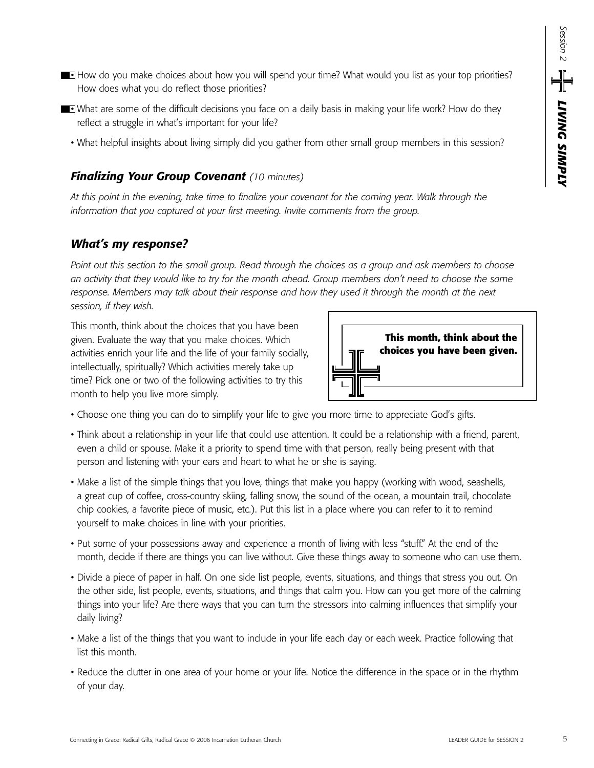- How do you make choices about how you will spend your time? What would you list as your top priorities? How does what you do reflect those priorities?
- What are some of the difficult decisions you face on a daily basis in making your life work? How do they reflect a struggle in what's important for your life?
- What helpful insights about living simply did you gather from other small group members in this session?

### *Finalizing Your Group Covenant* *(10 minutes)*

*At this point in the evening, take time to finalize your covenant for the coming year. Walk through the information that you captured at your first meeting. Invite comments from the group.*

### *What's my response?*

*Point out this section to the small group. Read through the choices as a group and ask members to choose an activity that they would like to try for the month ahead. Group members don't need to choose the same response. Members may talk about their response and how they used it through the month at the next session, if they wish.*

This month, think about the choices that you have been given. Evaluate the way that you make choices. Which activities enrich your life and the life of your family socially, intellectually, spiritually? Which activities merely take up time? Pick one or two of the following activities to try this month to help you live more simply.

**This month, think about the choices you have been given.**

- Choose one thing you can do to simplify your life to give you more time to appreciate God's gifts.
- Think about a relationship in your life that could use attention. It could be a relationship with a friend, parent, even a child or spouse. Make it a priority to spend time with that person, really being present with that person and listening with your ears and heart to what he or she is saying.
- Make a list of the simple things that you love, things that make you happy (working with wood, seashells, a great cup of coffee, cross-country skiing, falling snow, the sound of the ocean, a mountain trail, chocolate chip cookies, a favorite piece of music, etc.). Put this list in a place where you can refer to it to remind yourself to make choices in line with your priorities.
- Put some of your possessions away and experience a month of living with less "stuff." At the end of the month, decide if there are things you can live without. Give these things away to someone who can use them.
- Divide a piece of paper in half. On one side list people, events, situations, and things that stress you out. On the other side, list people, events, situations, and things that calm you. How can you get more of the calming things into your life? Are there ways that you can turn the stressors into calming influences that simplify your daily living?
- Make a list of the things that you want to include in your life each day or each week. Practice following that list this month.
- Reduce the clutter in one area of your home or your life. Notice the difference in the space or in the rhythm of your day.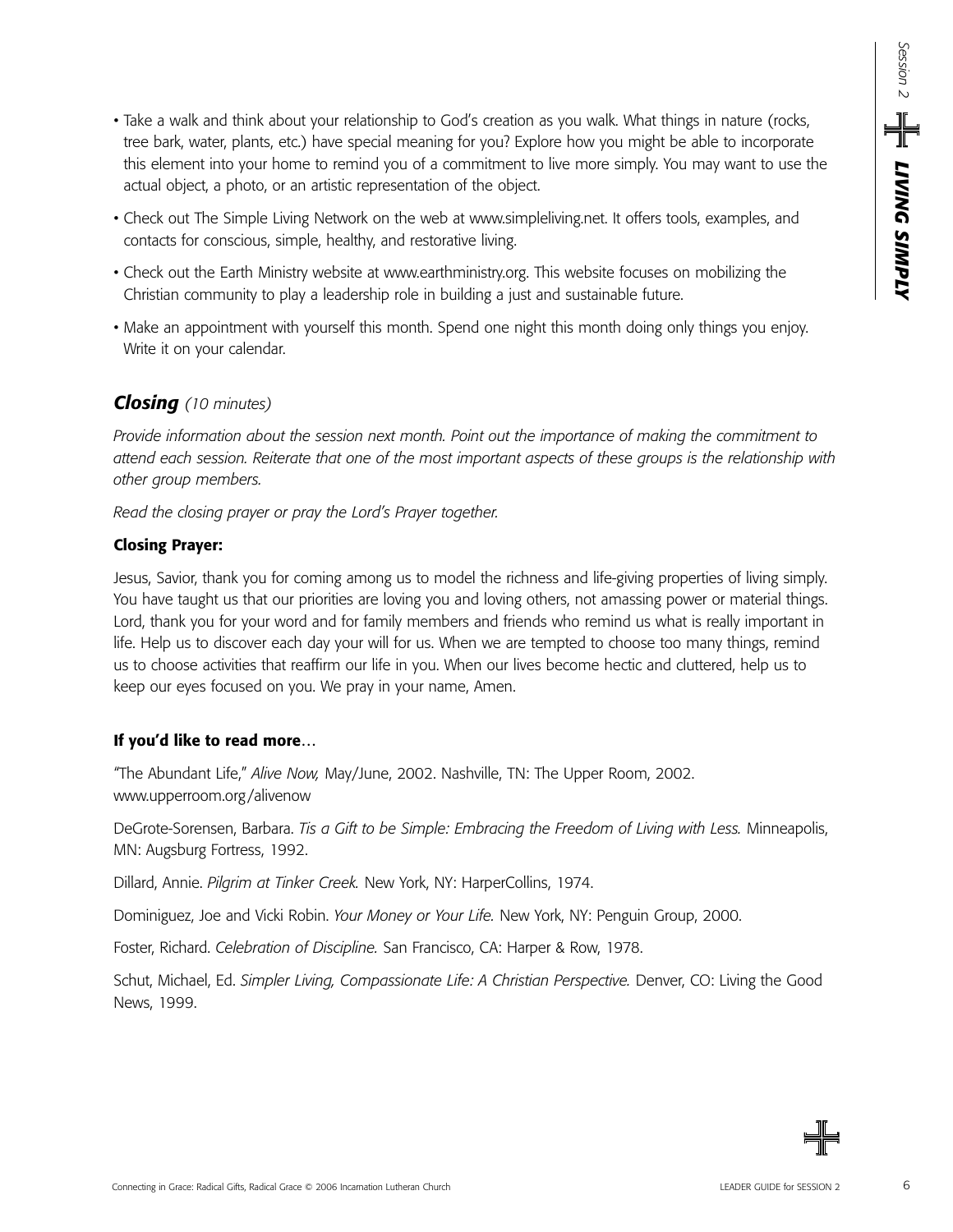- Take a walk and think about your relationship to God's creation as you walk. What things in nature (rocks, tree bark, water, plants, etc.) have special meaning for you? Explore how you might be able to incorporate this element into your home to remind you of a commitment to live more simply. You may want to use the actual object, a photo, or an artistic representation of the object.
- Check out The Simple Living Network on the web at www.simpleliving.net. It offers tools, examples, and contacts for conscious, simple, healthy, and restorative living.
- Check out the Earth Ministry website at www.earthministry.org. This website focuses on mobilizing the Christian community to play a leadership role in building a just and sustainable future.
- Make an appointment with yourself this month. Spend one night this month doing only things you enjoy. Write it on your calendar.

## *Closing* *(10 minutes)*

*Provide information about the session next month. Point out the importance of making the commitment to attend each session. Reiterate that one of the most important aspects of these groups is the relationship with other group members.*

*Read the closing prayer or pray the Lord's Prayer together.*

**Closing Prayer:**

Jesus, Savior, thank you for coming among us to model the richness and life-giving properties of living simply. You have taught us that our priorities are loving you and loving others, not amassing power or material things. Lord, thank you for your word and for family members and friends who remind us what is really important in life. Help us to discover each day your will for us. When we are tempted to choose too many things, remind us to choose activities that reaffirm our life in you. When our lives become hectic and cluttered, help us to keep our eyes focused on you. We pray in your name, Amen.

**If you'd like to read more**…

"The Abundant Life," *Alive Now,* May/June, 2002. Nashville, TN: The Upper Room, 2002. www.upperroom.org/alivenow

DeGrote-Sorensen, Barbara. *Tis a Gift to be Simple: Embracing the Freedom of Living with Less.* Minneapolis, MN: Augsburg Fortress, 1992.

Dillard, Annie. *Pilgrim at Tinker Creek.* New York, NY: HarperCollins, 1974.

Dominiguez, Joe and Vicki Robin. *Your Money or Your Life.* New York, NY: Penguin Group, 2000.

Foster, Richard. *Celebration of Discipline.* San Francisco, CA: Harper & Row, 1978.

Schut, Michael, Ed. *Simpler Living, Compassionate Life: A Christian Perspective.* Denver, CO: Living the Good News, 1999.